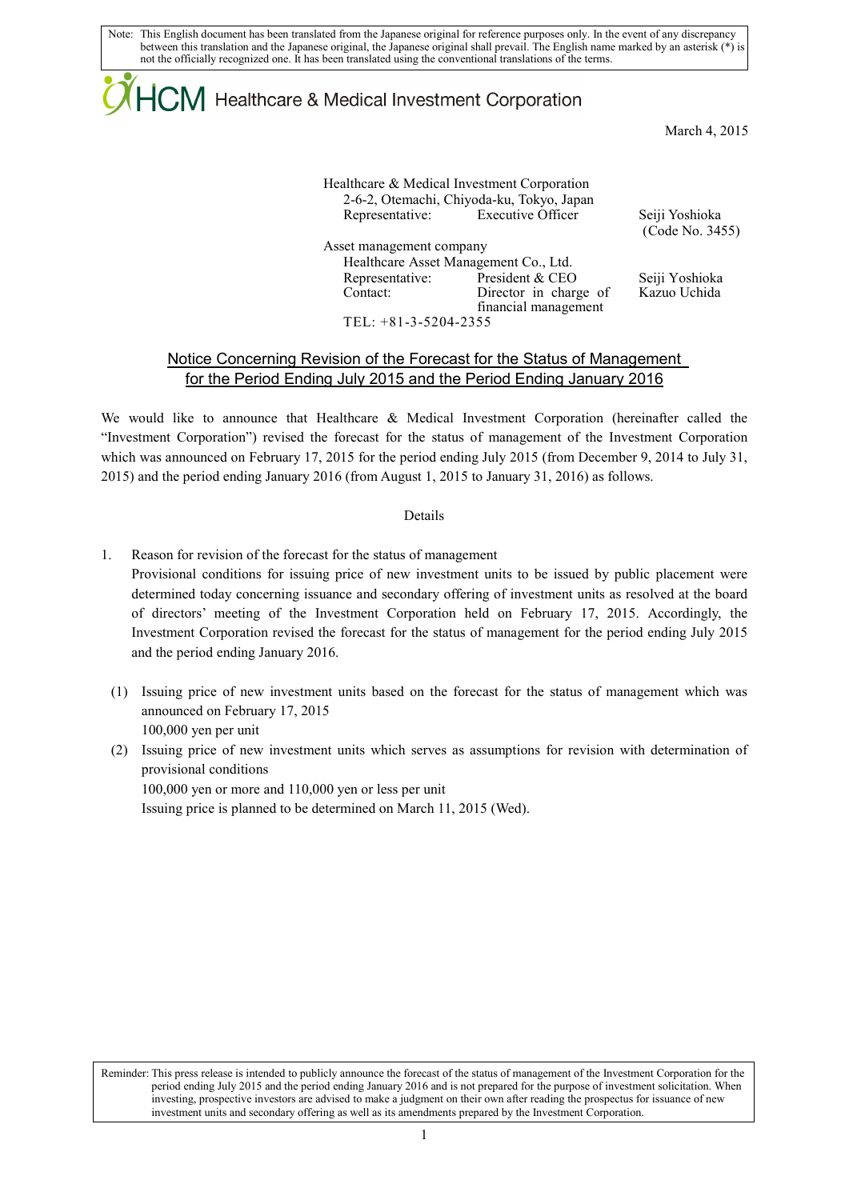Note: This English document has been translated from the Japanese original for reference purposes only. In the event of any discrepancy between this translation and the Japanese original, the Japanese original shall prevail. The English name marked by an asterisk (*) is not the officially recognized one. It has been translated using the conventional translations of the terms.

HCM Healthcare & Medical Investment Corporation

March 4, 2015

Healthcare & Medical Investment Corporation
2-6-2, Otemachi, Chiyoda-ku, Tokyo, Japan
Representative: Executive Officer Seiji Yoshioka
(Code No. 3455)

Asset management company
Healthcare Asset Management Co., Ltd.
Representative: President & CEO Seiji Yoshioka
Contact: Director in charge of financial management Kazuo Uchida
TEL: +81-3-5204-2355

## Notice Concerning Revision of the Forecast for the Status of Management for the Period Ending July 2015 and the Period Ending January 2016

We would like to announce that Healthcare & Medical Investment Corporation (hereinafter called the "Investment Corporation") revised the forecast for the status of management of the Investment Corporation which was announced on February 17, 2015 for the period ending July 2015 (from December 9, 2014 to July 31, 2015) and the period ending January 2016 (from August 1, 2015 to January 31, 2016) as follows.

Details

1. Reason for revision of the forecast for the status of management

   Provisional conditions for issuing price of new investment units to be issued by public placement were determined today concerning issuance and secondary offering of investment units as resolved at the board of directors' meeting of the Investment Corporation held on February 17, 2015. Accordingly, the Investment Corporation revised the forecast for the status of management for the period ending July 2015 and the period ending January 2016.

   (1) Issuing price of new investment units based on the forecast for the status of management which was announced on February 17, 2015
   100,000 yen per unit

   (2) Issuing price of new investment units which serves as assumptions for revision with determination of provisional conditions
   100,000 yen or more and 110,000 yen or less per unit
   Issuing price is planned to be determined on March 11, 2015 (Wed).

Reminder: This press release is intended to publicly announce the forecast of the status of management of the Investment Corporation for the period ending July 2015 and the period ending January 2016 and is not prepared for the purpose of investment solicitation. When investing, prospective investors are advised to make a judgment on their own after reading the prospectus for issuance of new investment units and secondary offering as well as its amendments prepared by the Investment Corporation.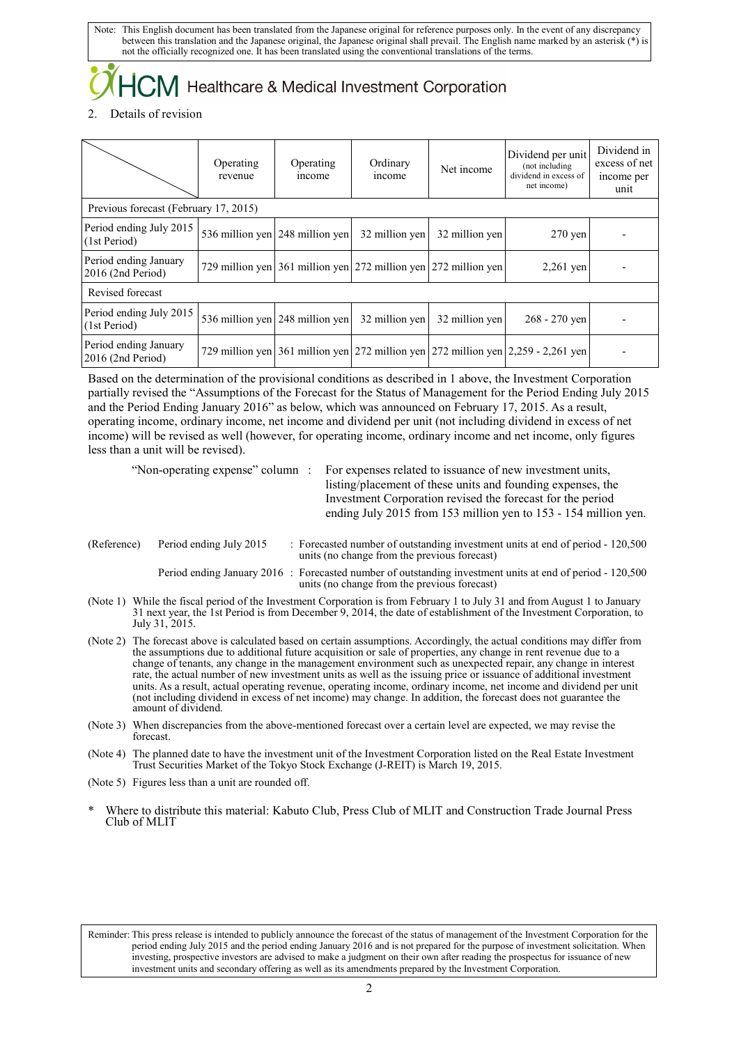Note: This English document has been translated from the Japanese original for reference purposes only. In the event of any discrepancy between this translation and the Japanese original, the Japanese original shall prevail. The English name marked by an asterisk (*) is not the officially recognized one. It has been translated using the conventional translations of the terms.

Healthcare & Medical Investment Corporation

2. Details of revision

| | Operating revenue | Operating income | Ordinary income | Net income | Dividend per unit (not including dividend in excess of net income) | Dividend in excess of net income per unit |
|---|---|---|---|---|---|---|
| Previous forecast (February 17, 2015) | | | | | | |
| Period ending July 2015 (1st Period) | 536 million yen | 248 million yen | 32 million yen | 32 million yen | 270 yen | - |
| Period ending January 2016 (2nd Period) | 729 million yen | 361 million yen | 272 million yen | 272 million yen | 2,261 yen | - |
| Revised forecast | | | | | | |
| Period ending July 2015 (1st Period) | 536 million yen | 248 million yen | 32 million yen | 32 million yen | 268 - 270 yen | - |
| Period ending January 2016 (2nd Period) | 729 million yen | 361 million yen | 272 million yen | 272 million yen | 2,259 - 2,261 yen | - |

Based on the determination of the provisional conditions as described in 1 above, the Investment Corporation partially revised the "Assumptions of the Forecast for the Status of Management for the Period Ending July 2015 and the Period Ending January 2016" as below, which was announced on February 17, 2015. As a result, operating income, ordinary income, net income and dividend per unit (not including dividend in excess of net income) will be revised as well (however, for operating income, ordinary income and net income, only figures less than a unit will be revised).

"Non-operating expense" column : For expenses related to issuance of new investment units, listing/placement of these units and founding expenses, the Investment Corporation revised the forecast for the period ending July 2015 from 153 million yen to 153 - 154 million yen.

(Reference) Period ending July 2015 : Forecasted number of outstanding investment units at end of period - 120,500 units (no change from the previous forecast)

Period ending January 2016 : Forecasted number of outstanding investment units at end of period - 120,500 units (no change from the previous forecast)

(Note 1) While the fiscal period of the Investment Corporation is from February 1 to July 31 and from August 1 to January 31 next year, the 1st Period is from December 9, 2014, the date of establishment of the Investment Corporation, to July 31, 2015.

(Note 2) The forecast above is calculated based on certain assumptions. Accordingly, the actual conditions may differ from the assumptions due to additional future acquisition or sale of properties, any change in rent revenue due to a change of tenants, any change in the management environment such as unexpected repair, any change in interest rate, the actual number of new investment units as well as the issuing price or issuance of additional investment units. As a result, actual operating revenue, operating income, ordinary income, net income and dividend per unit (not including dividend in excess of net income) may change. In addition, the forecast does not guarantee the amount of dividend.

(Note 3) When discrepancies from the above-mentioned forecast over a certain level are expected, we may revise the forecast.

(Note 4) The planned date to have the investment unit of the Investment Corporation listed on the Real Estate Investment Trust Securities Market of the Tokyo Stock Exchange (J-REIT) is March 19, 2015.

(Note 5) Figures less than a unit are rounded off.

\* Where to distribute this material: Kabuto Club, Press Club of MLIT and Construction Trade Journal Press Club of MLIT

Reminder: This press release is intended to publicly announce the forecast of the status of management of the Investment Corporation for the period ending July 2015 and the period ending January 2016 and is not prepared for the purpose of investment solicitation. When investing, prospective investors are advised to make a judgment on their own after reading the prospectus for issuance of new investment units and secondary offering as well as its amendments prepared by the Investment Corporation.